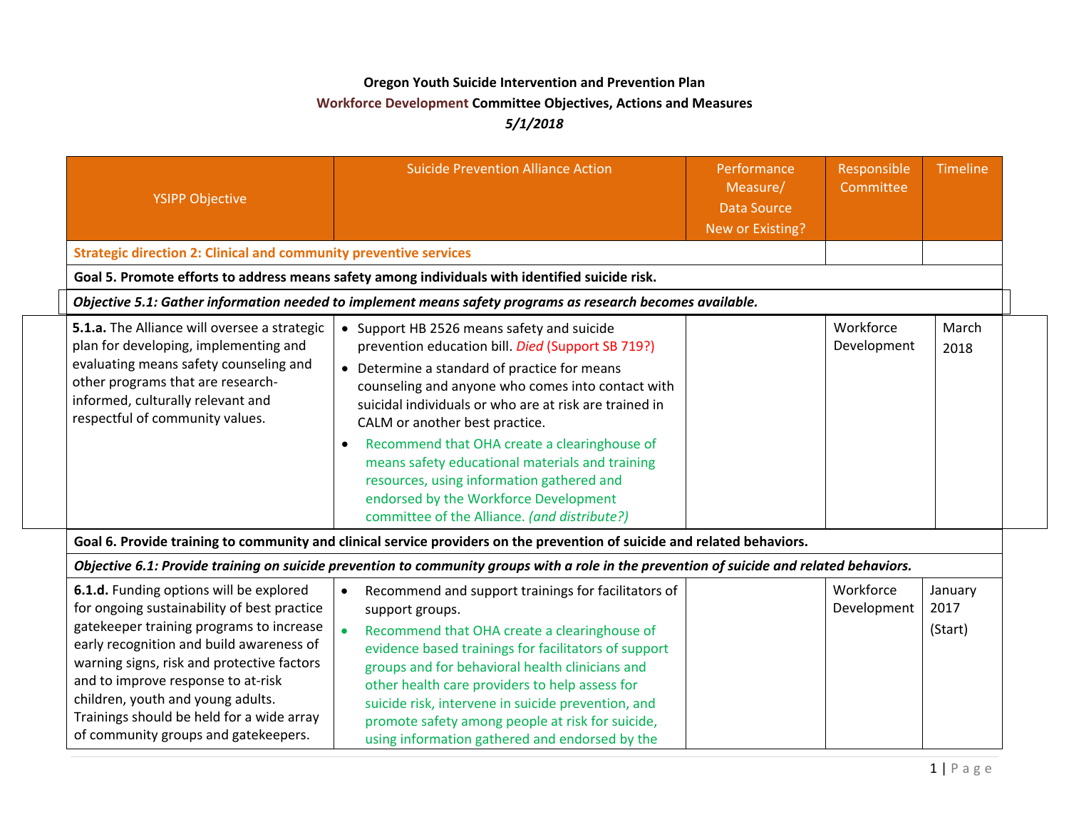**Oregon Youth Suicide Intervention and Prevention Plan**

**Workforce Development Committee Objectives, Actions and Measures**

***5/1/2018***

| YSIPP Objective | Suicide Prevention Alliance Action | Performance Measure/ Data Source New or Existing? | Responsible Committee | Timeline |
|---|---|---|---|---|
| **Strategic direction 2: Clinical and community preventive services** | | | | |
| **Goal 5. Promote efforts to address means safety among individuals with identified suicide risk.** | | | | |
| ***Objective 5.1: Gather information needed to implement means safety programs as research becomes available.*** | | | | |
| **5.1.a.** The Alliance will oversee a strategic plan for developing, implementing and evaluating means safety counseling and other programs that are research-informed, culturally relevant and respectful of community values. | • Support HB 2526 means safety and suicide prevention education bill. *Died* (Support SB 719?)<br>• Determine a standard of practice for means counseling and anyone who comes into contact with suicidal individuals or who are at risk are trained in CALM or another best practice.<br>• Recommend that OHA create a clearinghouse of means safety educational materials and training resources, using information gathered and endorsed by the Workforce Development committee of the Alliance. *(and distribute?)* | | Workforce Development | March 2018 |
| **Goal 6. Provide training to community and clinical service providers on the prevention of suicide and related behaviors.** | | | | |
| ***Objective 6.1: Provide training on suicide prevention to community groups with a role in the prevention of suicide and related behaviors.*** | | | | |
| **6.1.d.** Funding options will be explored for ongoing sustainability of best practice gatekeeper training programs to increase early recognition and build awareness of warning signs, risk and protective factors and to improve response to at-risk children, youth and young adults. Trainings should be held for a wide array of community groups and gatekeepers. | • Recommend and support trainings for facilitators of support groups.<br>• Recommend that OHA create a clearinghouse of evidence based trainings for facilitators of support groups and for behavioral health clinicians and other health care providers to help assess for suicide risk, intervene in suicide prevention, and promote safety among people at risk for suicide, using information gathered and endorsed by the | | Workforce Development | January 2017 (Start) |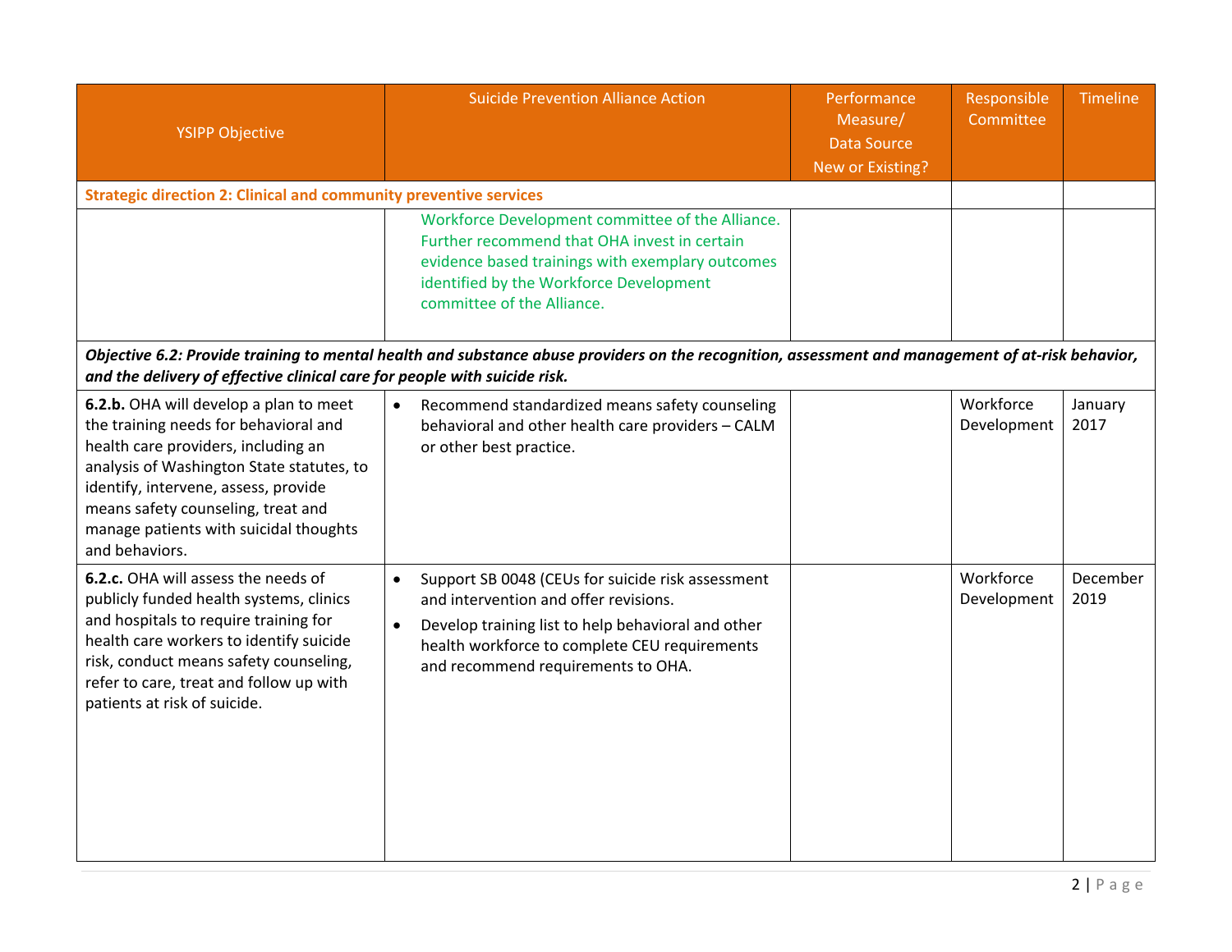| YSIPP Objective | Suicide Prevention Alliance Action | Performance Measure/ Data Source New or Existing? | Responsible Committee | Timeline |
|---|---|---|---|---|
| **Strategic direction 2: Clinical and community preventive services** | | | | |
| | Workforce Development committee of the Alliance. Further recommend that OHA invest in certain evidence based trainings with exemplary outcomes identified by the Workforce Development committee of the Alliance. | | | |
| ***Objective 6.2: Provide training to mental health and substance abuse providers on the recognition, assessment and management of at-risk behavior, and the delivery of effective clinical care for people with suicide risk.*** | | | | |
| **6.2.b.** OHA will develop a plan to meet the training needs for behavioral and health care providers, including an analysis of Washington State statutes, to identify, intervene, assess, provide means safety counseling, treat and manage patients with suicidal thoughts and behaviors. | • Recommend standardized means safety counseling behavioral and other health care providers – CALM or other best practice. | | Workforce Development | January 2017 |
| **6.2.c.** OHA will assess the needs of publicly funded health systems, clinics and hospitals to require training for health care workers to identify suicide risk, conduct means safety counseling, refer to care, treat and follow up with patients at risk of suicide. | • Support SB 0048 (CEUs for suicide risk assessment and intervention and offer revisions. • Develop training list to help behavioral and other health workforce to complete CEU requirements and recommend requirements to OHA. | | Workforce Development | December 2019 |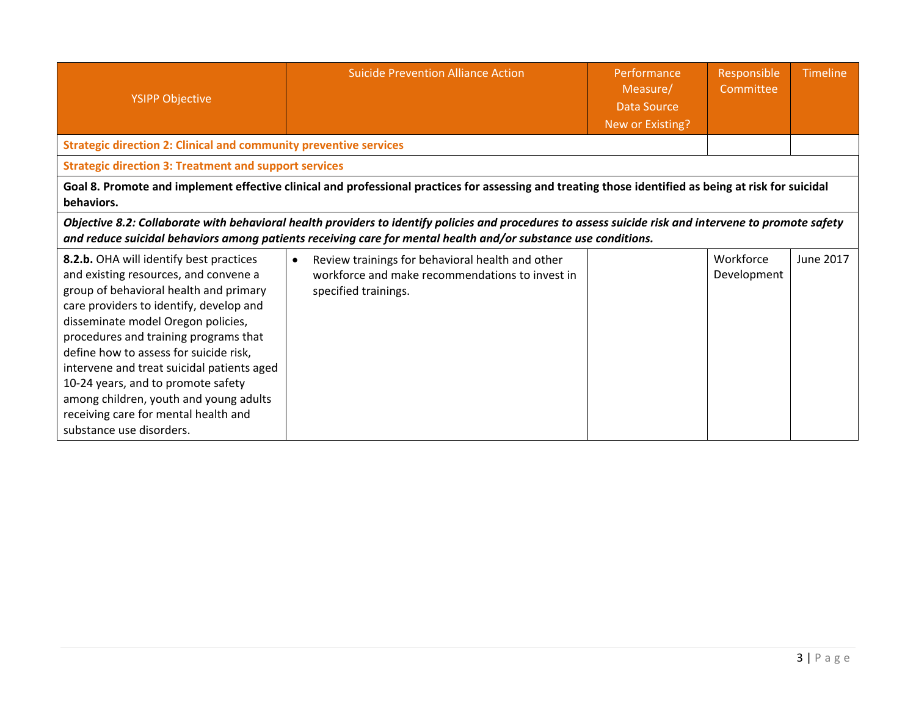| YSIPP Objective | Suicide Prevention Alliance Action | Performance Measure/ Data Source New or Existing? | Responsible Committee | Timeline |
|---|---|---|---|---|
| **Strategic direction 2: Clinical and community preventive services** | | | | |
| **Strategic direction 3: Treatment and support services** | | | | |
| **Goal 8. Promote and implement effective clinical and professional practices for assessing and treating those identified as being at risk for suicidal behaviors.** | | | | |
| ***Objective 8.2: Collaborate with behavioral health providers to identify policies and procedures to assess suicide risk and intervene to promote safety and reduce suicidal behaviors among patients receiving care for mental health and/or substance use conditions.*** | | | | |
| **8.2.b.** OHA will identify best practices and existing resources, and convene a group of behavioral health and primary care providers to identify, develop and disseminate model Oregon policies, procedures and training programs that define how to assess for suicide risk, intervene and treat suicidal patients aged 10-24 years, and to promote safety among children, youth and young adults receiving care for mental health and substance use disorders. | • Review trainings for behavioral health and other workforce and make recommendations to invest in specified trainings. | | Workforce Development | June 2017 |